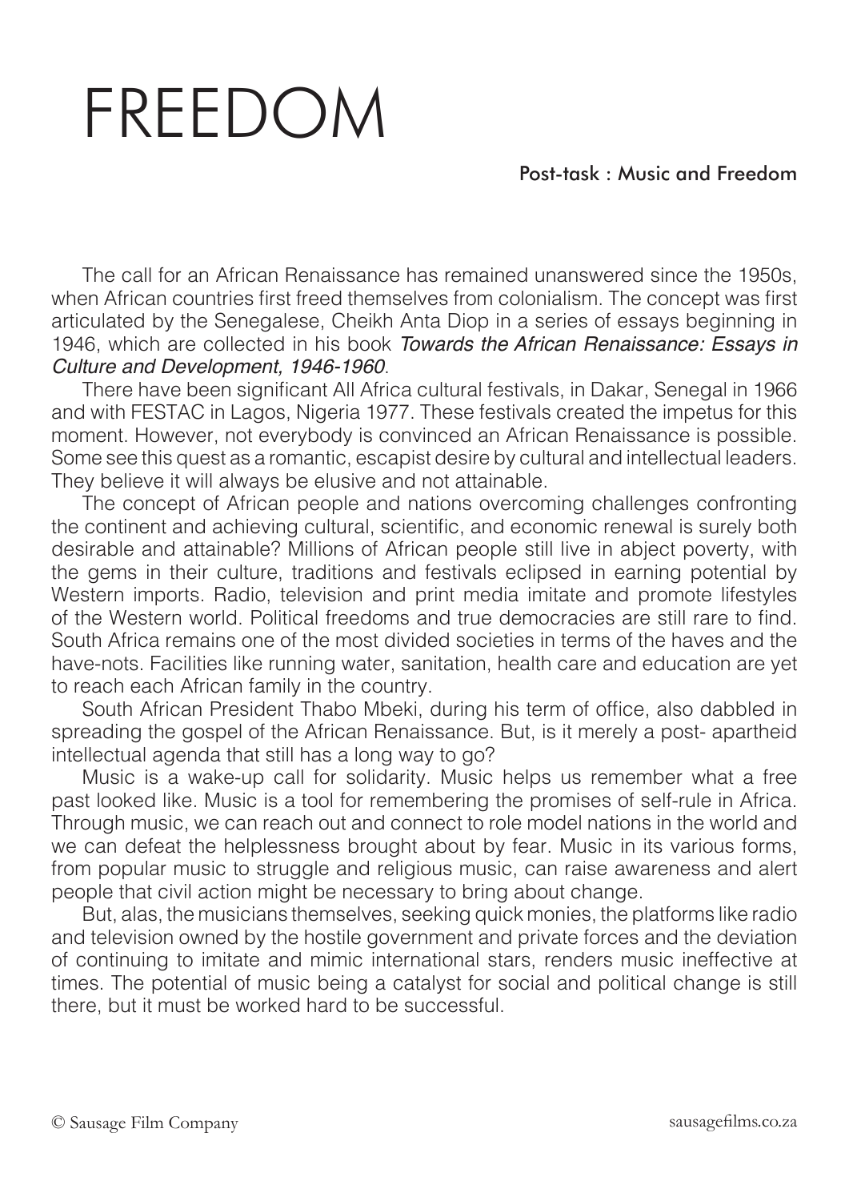# FREEDOM

## Post-task : Music and Freedom

The call for an African Renaissance has remained unanswered since the 1950s, when African countries first freed themselves from colonialism. The concept was first articulated by the Senegalese, Cheikh Anta Diop in a series of essays beginning in 1946, which are collected in his book *Towards the African Renaissance: Essays in Culture and Development, 1946-1960*.

There have been significant All Africa cultural festivals, in Dakar, Senegal in 1966 and with FESTAC in Lagos, Nigeria 1977. These festivals created the impetus for this moment. However, not everybody is convinced an African Renaissance is possible. Some see this quest as a romantic, escapist desire by cultural and intellectual leaders. They believe it will always be elusive and not attainable.

The concept of African people and nations overcoming challenges confronting the continent and achieving cultural, scientific, and economic renewal is surely both desirable and attainable? Millions of African people still live in abject poverty, with the gems in their culture, traditions and festivals eclipsed in earning potential by Western imports. Radio, television and print media imitate and promote lifestyles of the Western world. Political freedoms and true democracies are still rare to find. South Africa remains one of the most divided societies in terms of the haves and the have-nots. Facilities like running water, sanitation, health care and education are yet to reach each African family in the country.

South African President Thabo Mbeki, during his term of office, also dabbled in spreading the gospel of the African Renaissance. But, is it merely a post- apartheid intellectual agenda that still has a long way to go?

Music is a wake-up call for solidarity. Music helps us remember what a free past looked like. Music is a tool for remembering the promises of self-rule in Africa. Through music, we can reach out and connect to role model nations in the world and we can defeat the helplessness brought about by fear. Music in its various forms, from popular music to struggle and religious music, can raise awareness and alert people that civil action might be necessary to bring about change.

But, alas, the musicians themselves, seeking quick monies, the platforms like radio and television owned by the hostile government and private forces and the deviation of continuing to imitate and mimic international stars, renders music ineffective at times. The potential of music being a catalyst for social and political change is still there, but it must be worked hard to be successful.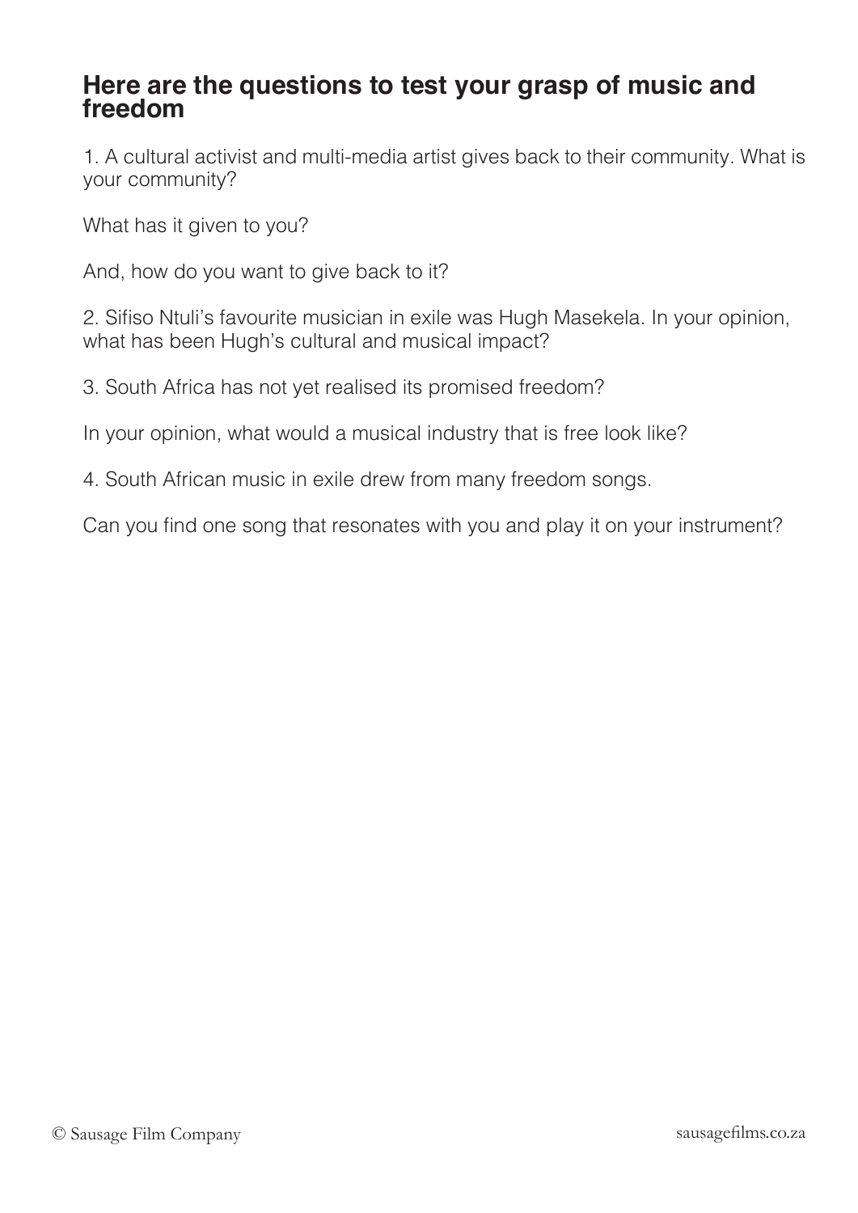## Here are the questions to test your grasp of music and freedom

1. A cultural activist and multi-media artist gives back to their community. What is your community?

What has it given to you?

And, how do you want to give back to it?

2. Sifiso Ntuli's favourite musician in exile was Hugh Masekela. In your opinion, what has been Hugh's cultural and musical impact?

3. South Africa has not yet realised its promised freedom?

In your opinion, what would a musical industry that is free look like?

4. South African music in exile drew from many freedom songs.

Can you find one song that resonates with you and play it on your instrument?